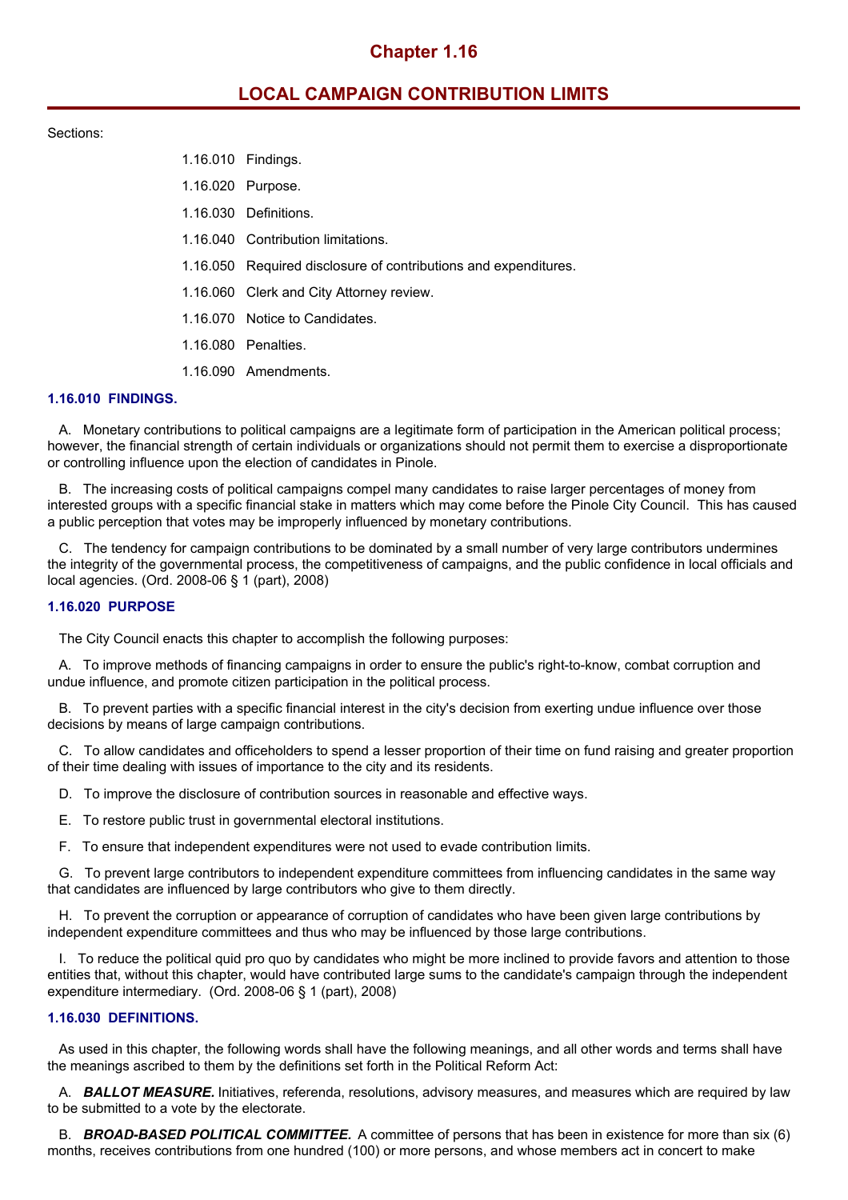# Chapter 1.16

## LOCAL CAMPAIGN CONTRIBUTION LIMITS

Sections:

1.16.010 Findings.

1.16.020 Purpose.

1.16.030 Definitions.

1.16.040 Contribution limitations.

1.16.050 Required disclosure of contributions and expenditures.

1.16.060 Clerk and City Attorney review.

1.16.070 Notice to Candidates.

1.16.080 Penalties.

1.16.090 Amendments.

### 1.16.010 FINDINGS.

A. Monetary contributions to political campaigns are a legitimate form of participation in the American political process; however, the financial strength of certain individuals or organizations should not permit them to exercise a disproportionate or controlling influence upon the election of candidates in Pinole.

B. The increasing costs of political campaigns compel many candidates to raise larger percentages of money from interested groups with a specific financial stake in matters which may come before the Pinole City Council. This has caused a public perception that votes may be improperly influenced by monetary contributions.

C. The tendency for campaign contributions to be dominated by a small number of very large contributors undermines the integrity of the governmental process, the competitiveness of campaigns, and the public confidence in local officials and local agencies. (Ord. 2008-06 § 1 (part), 2008)

### 1.16.020 PURPOSE

The City Council enacts this chapter to accomplish the following purposes:

A. To improve methods of financing campaigns in order to ensure the public's right-to-know, combat corruption and undue influence, and promote citizen participation in the political process.

B. To prevent parties with a specific financial interest in the city's decision from exerting undue influence over those decisions by means of large campaign contributions.

C. To allow candidates and officeholders to spend a lesser proportion of their time on fund raising and greater proportion of their time dealing with issues of importance to the city and its residents.

D. To improve the disclosure of contribution sources in reasonable and effective ways.

E. To restore public trust in governmental electoral institutions.

F. To ensure that independent expenditures were not used to evade contribution limits.

G. To prevent large contributors to independent expenditure committees from influencing candidates in the same way that candidates are influenced by large contributors who give to them directly.

H. To prevent the corruption or appearance of corruption of candidates who have been given large contributions by independent expenditure committees and thus who may be influenced by those large contributions.

I. To reduce the political quid pro quo by candidates who might be more inclined to provide favors and attention to those entities that, without this chapter, would have contributed large sums to the candidate's campaign through the independent expenditure intermediary. (Ord. 2008-06 § 1 (part), 2008)

### 1.16.030 DEFINITIONS.

As used in this chapter, the following words shall have the following meanings, and all other words and terms shall have the meanings ascribed to them by the definitions set forth in the Political Reform Act:

A. ***BALLOT MEASURE.*** Initiatives, referenda, resolutions, advisory measures, and measures which are required by law to be submitted to a vote by the electorate.

B. ***BROAD-BASED POLITICAL COMMITTEE.*** A committee of persons that has been in existence for more than six (6) months, receives contributions from one hundred (100) or more persons, and whose members act in concert to make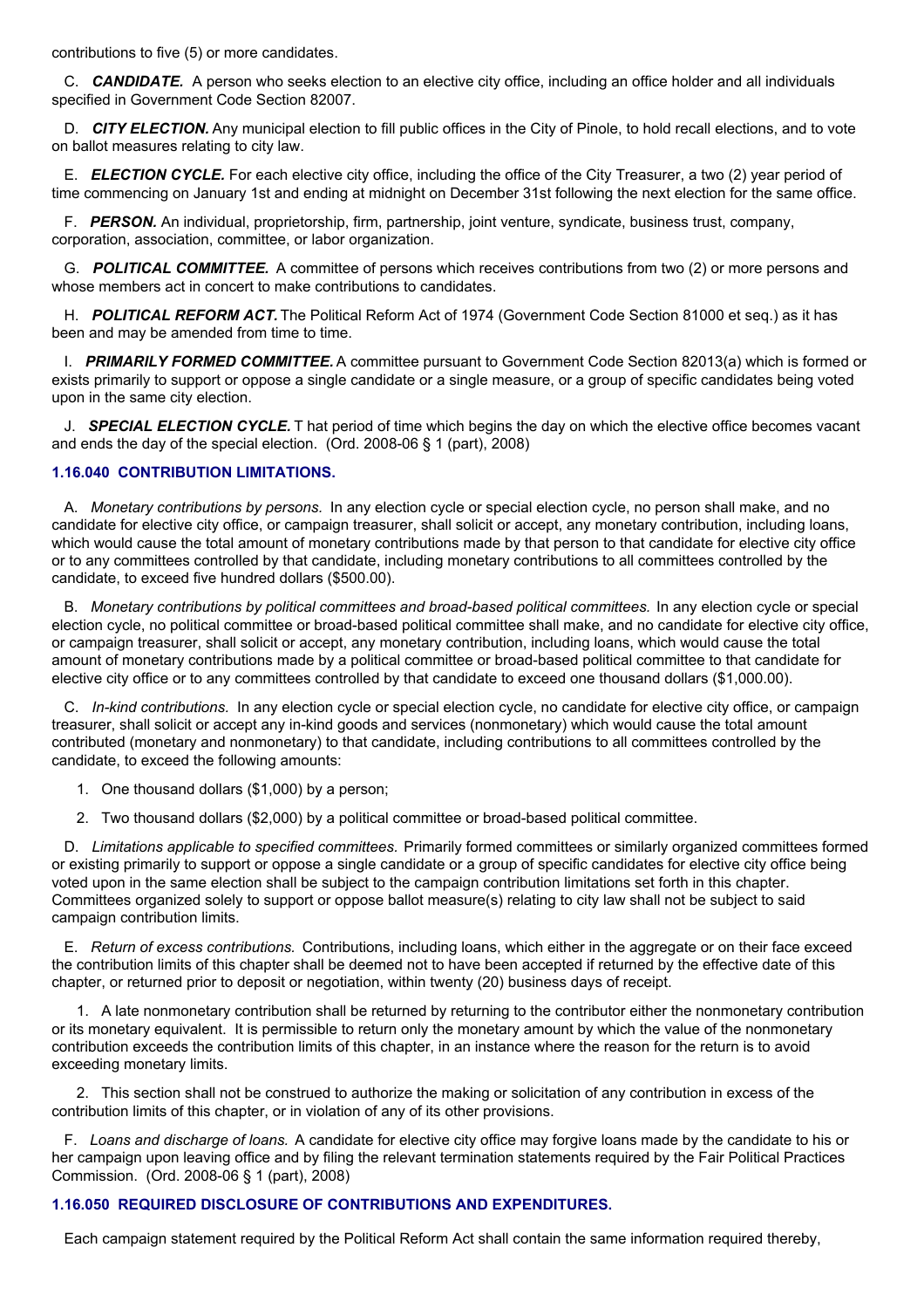contributions to five (5) or more candidates.

C. ***CANDIDATE.*** A person who seeks election to an elective city office, including an office holder and all individuals specified in Government Code Section 82007.

D. ***CITY ELECTION.*** Any municipal election to fill public offices in the City of Pinole, to hold recall elections, and to vote on ballot measures relating to city law.

E. ***ELECTION CYCLE.*** For each elective city office, including the office of the City Treasurer, a two (2) year period of time commencing on January 1st and ending at midnight on December 31st following the next election for the same office.

F. ***PERSON.*** An individual, proprietorship, firm, partnership, joint venture, syndicate, business trust, company, corporation, association, committee, or labor organization.

G. ***POLITICAL COMMITTEE.*** A committee of persons which receives contributions from two (2) or more persons and whose members act in concert to make contributions to candidates.

H. ***POLITICAL REFORM ACT.*** The Political Reform Act of 1974 (Government Code Section 81000 et seq.) as it has been and may be amended from time to time.

I. ***PRIMARILY FORMED COMMITTEE.*** A committee pursuant to Government Code Section 82013(a) which is formed or exists primarily to support or oppose a single candidate or a single measure, or a group of specific candidates being voted upon in the same city election.

J. ***SPECIAL ELECTION CYCLE.*** T hat period of time which begins the day on which the elective office becomes vacant and ends the day of the special election. (Ord. 2008-06 § 1 (part), 2008)

### 1.16.040 CONTRIBUTION LIMITATIONS.

A. *Monetary contributions by persons.* In any election cycle or special election cycle, no person shall make, and no candidate for elective city office, or campaign treasurer, shall solicit or accept, any monetary contribution, including loans, which would cause the total amount of monetary contributions made by that person to that candidate for elective city office or to any committees controlled by that candidate, including monetary contributions to all committees controlled by the candidate, to exceed five hundred dollars ($500.00).

B. *Monetary contributions by political committees and broad-based political committees.* In any election cycle or special election cycle, no political committee or broad-based political committee shall make, and no candidate for elective city office, or campaign treasurer, shall solicit or accept, any monetary contribution, including loans, which would cause the total amount of monetary contributions made by a political committee or broad-based political committee to that candidate for elective city office or to any committees controlled by that candidate to exceed one thousand dollars ($1,000.00).

C. *In-kind contributions.* In any election cycle or special election cycle, no candidate for elective city office, or campaign treasurer, shall solicit or accept any in-kind goods and services (nonmonetary) which would cause the total amount contributed (monetary and nonmonetary) to that candidate, including contributions to all committees controlled by the candidate, to exceed the following amounts:

1. One thousand dollars ($1,000) by a person;
2. Two thousand dollars ($2,000) by a political committee or broad-based political committee.

D. *Limitations applicable to specified committees.* Primarily formed committees or similarly organized committees formed or existing primarily to support or oppose a single candidate or a group of specific candidates for elective city office being voted upon in the same election shall be subject to the campaign contribution limitations set forth in this chapter. Committees organized solely to support or oppose ballot measure(s) relating to city law shall not be subject to said campaign contribution limits.

E. *Return of excess contributions.* Contributions, including loans, which either in the aggregate or on their face exceed the contribution limits of this chapter shall be deemed not to have been accepted if returned by the effective date of this chapter, or returned prior to deposit or negotiation, within twenty (20) business days of receipt.

1. A late nonmonetary contribution shall be returned by returning to the contributor either the nonmonetary contribution or its monetary equivalent. It is permissible to return only the monetary amount by which the value of the nonmonetary contribution exceeds the contribution limits of this chapter, in an instance where the reason for the return is to avoid exceeding monetary limits.

2. This section shall not be construed to authorize the making or solicitation of any contribution in excess of the contribution limits of this chapter, or in violation of any of its other provisions.

F. *Loans and discharge of loans.* A candidate for elective city office may forgive loans made by the candidate to his or her campaign upon leaving office and by filing the relevant termination statements required by the Fair Political Practices Commission. (Ord. 2008-06 § 1 (part), 2008)

### 1.16.050 REQUIRED DISCLOSURE OF CONTRIBUTIONS AND EXPENDITURES.

Each campaign statement required by the Political Reform Act shall contain the same information required thereby,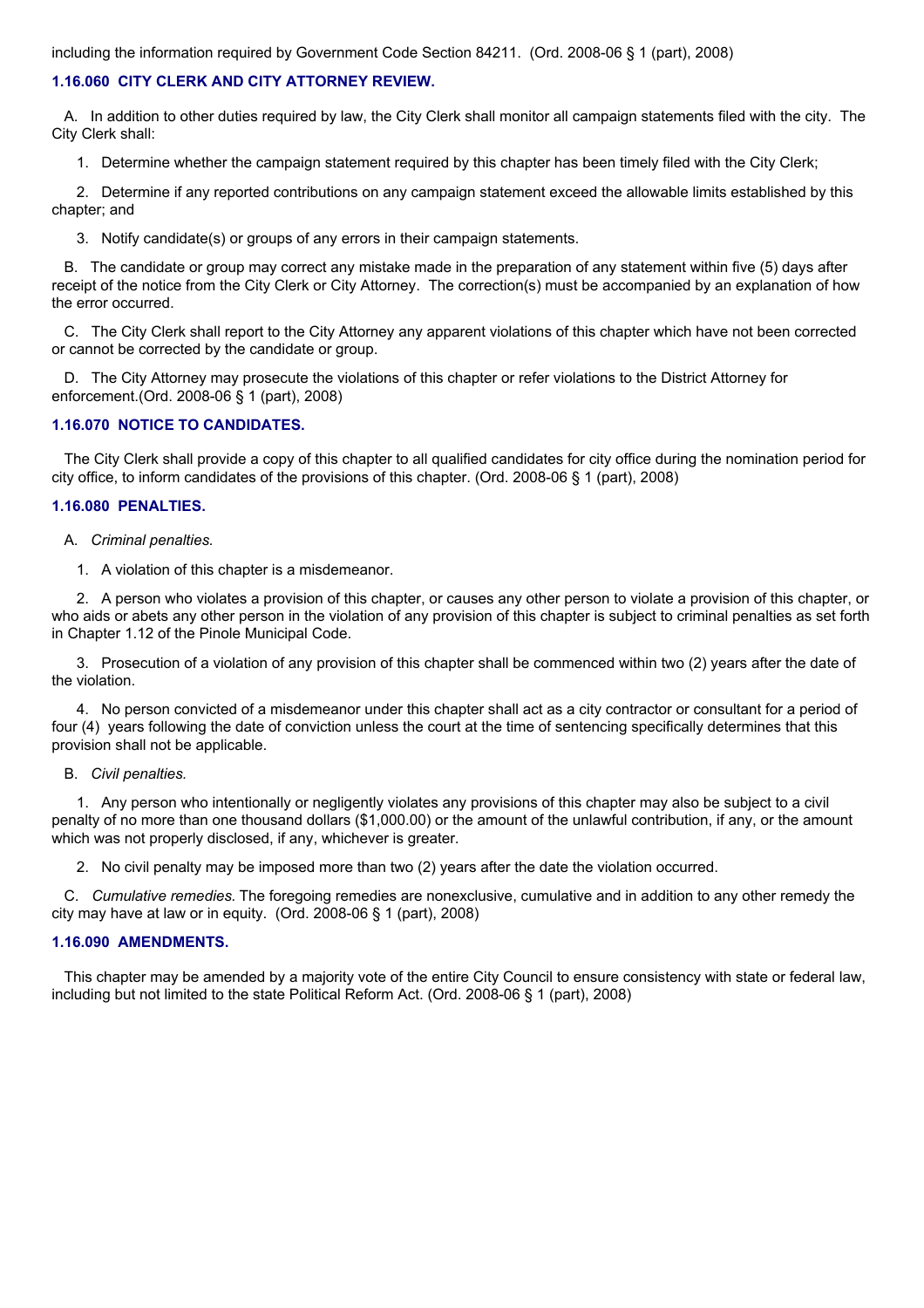including the information required by Government Code Section 84211. (Ord. 2008-06 § 1 (part), 2008)

### 1.16.060 CITY CLERK AND CITY ATTORNEY REVIEW.

A. In addition to other duties required by law, the City Clerk shall monitor all campaign statements filed with the city. The City Clerk shall:

1. Determine whether the campaign statement required by this chapter has been timely filed with the City Clerk;

2. Determine if any reported contributions on any campaign statement exceed the allowable limits established by this chapter; and

3. Notify candidate(s) or groups of any errors in their campaign statements.

B. The candidate or group may correct any mistake made in the preparation of any statement within five (5) days after receipt of the notice from the City Clerk or City Attorney. The correction(s) must be accompanied by an explanation of how the error occurred.

C. The City Clerk shall report to the City Attorney any apparent violations of this chapter which have not been corrected or cannot be corrected by the candidate or group.

D. The City Attorney may prosecute the violations of this chapter or refer violations to the District Attorney for enforcement.(Ord. 2008-06 § 1 (part), 2008)

### 1.16.070 NOTICE TO CANDIDATES.

The City Clerk shall provide a copy of this chapter to all qualified candidates for city office during the nomination period for city office, to inform candidates of the provisions of this chapter. (Ord. 2008-06 § 1 (part), 2008)

### 1.16.080 PENALTIES.

A. *Criminal penalties.*

1. A violation of this chapter is a misdemeanor.

2. A person who violates a provision of this chapter, or causes any other person to violate a provision of this chapter, or who aids or abets any other person in the violation of any provision of this chapter is subject to criminal penalties as set forth in Chapter 1.12 of the Pinole Municipal Code.

3. Prosecution of a violation of any provision of this chapter shall be commenced within two (2) years after the date of the violation.

4. No person convicted of a misdemeanor under this chapter shall act as a city contractor or consultant for a period of four (4) years following the date of conviction unless the court at the time of sentencing specifically determines that this provision shall not be applicable.

B. *Civil penalties.*

1. Any person who intentionally or negligently violates any provisions of this chapter may also be subject to a civil penalty of no more than one thousand dollars ($1,000.00) or the amount of the unlawful contribution, if any, or the amount which was not properly disclosed, if any, whichever is greater.

2. No civil penalty may be imposed more than two (2) years after the date the violation occurred.

C. *Cumulative remedies.* The foregoing remedies are nonexclusive, cumulative and in addition to any other remedy the city may have at law or in equity. (Ord. 2008-06 § 1 (part), 2008)

### 1.16.090 AMENDMENTS.

This chapter may be amended by a majority vote of the entire City Council to ensure consistency with state or federal law, including but not limited to the state Political Reform Act. (Ord. 2008-06 § 1 (part), 2008)